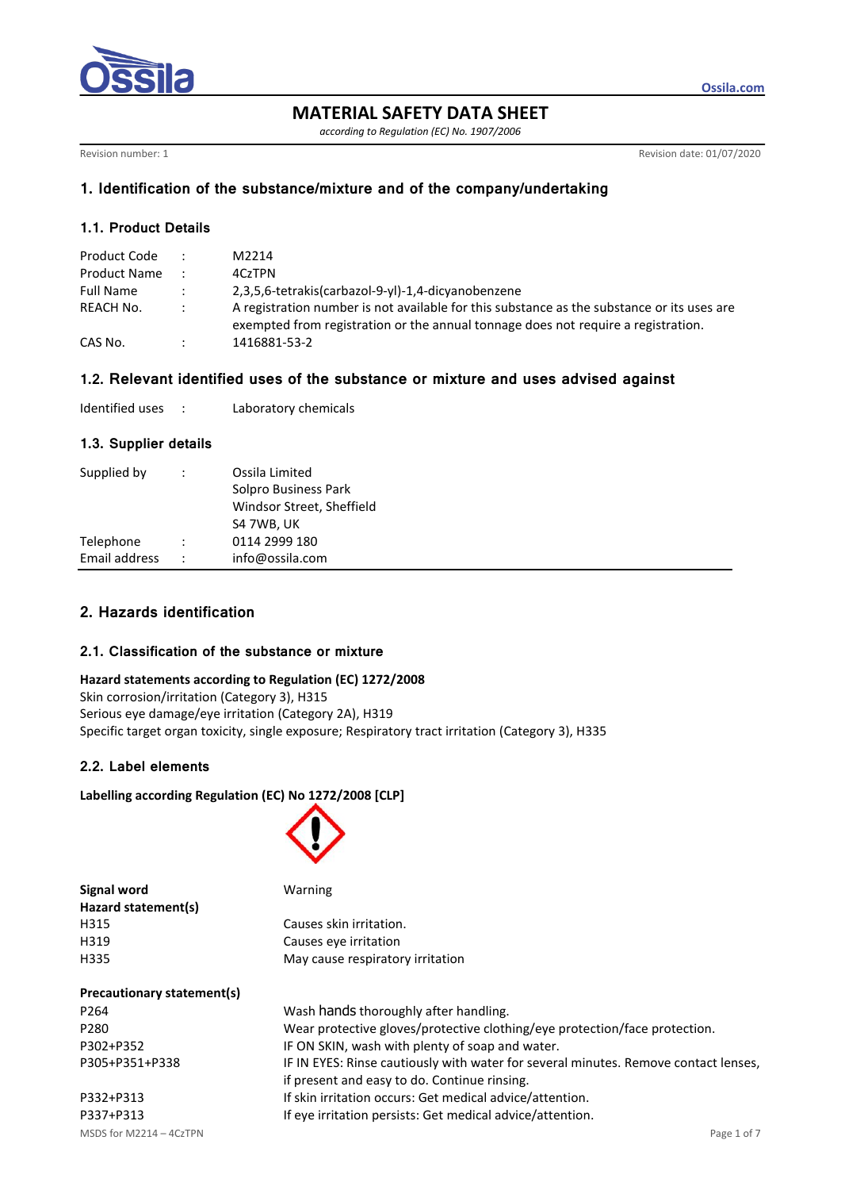# MATERIAL SAFETY DATA SHEET

*according to Regulation (EC) No. 1907/2006*

Revision number: 1

Revision date: 01/07/2020

## 1. Identification of the substance/mixture and of the company/undertaking

### 1.1. Product Details

| | | |
|---|---|---|
| Product Code | : | M2214 |
| Product Name | : | 4CzTPN |
| Full Name | : | 2,3,5,6-tetrakis(carbazol-9-yl)-1,4-dicyanobenzene |
| REACH No. | : | A registration number is not available for this substance as the substance or its uses are exempted from registration or the annual tonnage does not require a registration. |
| CAS No. | : | 1416881-53-2 |

### 1.2. Relevant identified uses of the substance or mixture and uses advised against

| | | |
|---|---|---|
| Identified uses | : | Laboratory chemicals |

### 1.3. Supplier details

| | | |
|---|---|---|
| Supplied by | : | Ossila Limited<br>Solpro Business Park<br>Windsor Street, Sheffield<br>S4 7WB, UK |
| Telephone | : | 0114 2999 180 |
| Email address | : | info@ossila.com |

## 2. Hazards identification

### 2.1. Classification of the substance or mixture

**Hazard statements according to Regulation (EC) 1272/2008**

Skin corrosion/irritation (Category 3), H315

Serious eye damage/eye irritation (Category 2A), H319

Specific target organ toxicity, single exposure; Respiratory tract irritation (Category 3), H335

### 2.2. Label elements

**Labelling according Regulation (EC) No 1272/2008 [CLP]**

**Signal word** Warning

**Hazard statement(s)**

| | |
|---|---|
| H315 | Causes skin irritation. |
| H319 | Causes eye irritation |
| H335 | May cause respiratory irritation |

**Precautionary statement(s)**

| | |
|---|---|
| P264 | Wash hands thoroughly after handling. |
| P280 | Wear protective gloves/protective clothing/eye protection/face protection. |
| P302+P352 | IF ON SKIN, wash with plenty of soap and water. |
| P305+P351+P338 | IF IN EYES: Rinse cautiously with water for several minutes. Remove contact lenses, if present and easy to do. Continue rinsing. |
| P332+P313 | If skin irritation occurs: Get medical advice/attention. |
| P337+P313 | If eye irritation persists: Get medical advice/attention. |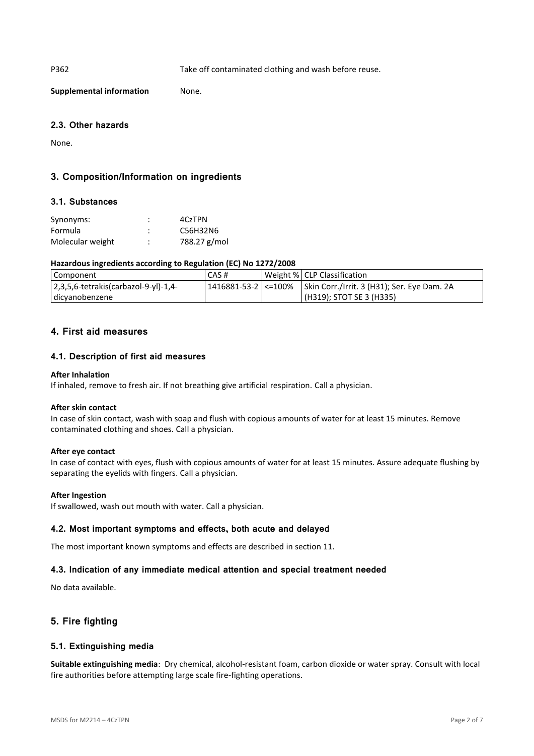| P362 | Take off contaminated clothing and wash before reuse. |
|---|---|
| **Supplemental information** | None. |

### 2.3. Other hazards

None.

## 3. Composition/Information on ingredients

### 3.1. Substances

| | | |
|---|---|---|
| Synonyms: | : | 4CzTPN |
| Formula | : | $C_{56}H_{32}N_6$ |
| Molecular weight | : | 788.27 g/mol |

**Hazardous ingredients according to Regulation (EC) No 1272/2008**

| Component | CAS # | Weight % | CLP Classification |
|---|---|---|---|
| 2,3,5,6-tetrakis(carbazol-9-yl)-1,4-dicyanobenzene | 1416881-53-2 | <=100% | Skin Corr./Irrit. 3 (H31); Ser. Eye Dam. 2A (H319); STOT SE 3 (H335) |

## 4. First aid measures

### 4.1. Description of first aid measures

**After Inhalation**
If inhaled, remove to fresh air. If not breathing give artificial respiration. Call a physician.

**After skin contact**
In case of skin contact, wash with soap and flush with copious amounts of water for at least 15 minutes. Remove contaminated clothing and shoes. Call a physician.

**After eye contact**
In case of contact with eyes, flush with copious amounts of water for at least 15 minutes. Assure adequate flushing by separating the eyelids with fingers. Call a physician.

**After Ingestion**
If swallowed, wash out mouth with water. Call a physician.

### 4.2. Most important symptoms and effects, both acute and delayed

The most important known symptoms and effects are described in section 11.

### 4.3. Indication of any immediate medical attention and special treatment needed

No data available.

## 5. Fire fighting

### 5.1. Extinguishing media

**Suitable extinguishing media**: Dry chemical, alcohol-resistant foam, carbon dioxide or water spray. Consult with local fire authorities before attempting large scale fire-fighting operations.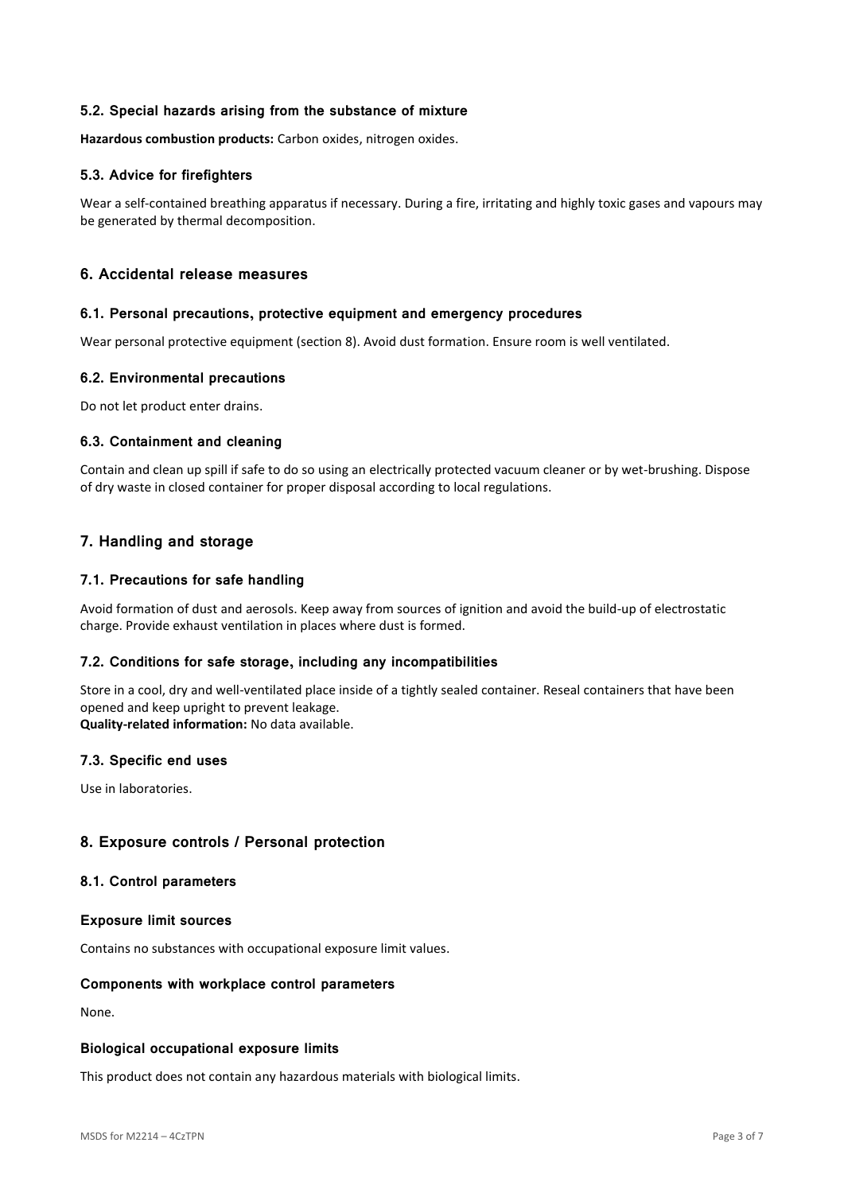### 5.2. Special hazards arising from the substance of mixture

**Hazardous combustion products:** Carbon oxides, nitrogen oxides.

### 5.3. Advice for firefighters

Wear a self-contained breathing apparatus if necessary. During a fire, irritating and highly toxic gases and vapours may be generated by thermal decomposition.

## 6. Accidental release measures

### 6.1. Personal precautions, protective equipment and emergency procedures

Wear personal protective equipment (section 8). Avoid dust formation. Ensure room is well ventilated.

### 6.2. Environmental precautions

Do not let product enter drains.

### 6.3. Containment and cleaning

Contain and clean up spill if safe to do so using an electrically protected vacuum cleaner or by wet-brushing. Dispose of dry waste in closed container for proper disposal according to local regulations.

## 7. Handling and storage

### 7.1. Precautions for safe handling

Avoid formation of dust and aerosols. Keep away from sources of ignition and avoid the build-up of electrostatic charge. Provide exhaust ventilation in places where dust is formed.

### 7.2. Conditions for safe storage, including any incompatibilities

Store in a cool, dry and well-ventilated place inside of a tightly sealed container. Reseal containers that have been opened and keep upright to prevent leakage.
**Quality-related information:** No data available.

### 7.3. Specific end uses

Use in laboratories.

## 8. Exposure controls / Personal protection

### 8.1. Control parameters

#### Exposure limit sources

Contains no substances with occupational exposure limit values.

#### Components with workplace control parameters

None.

#### Biological occupational exposure limits

This product does not contain any hazardous materials with biological limits.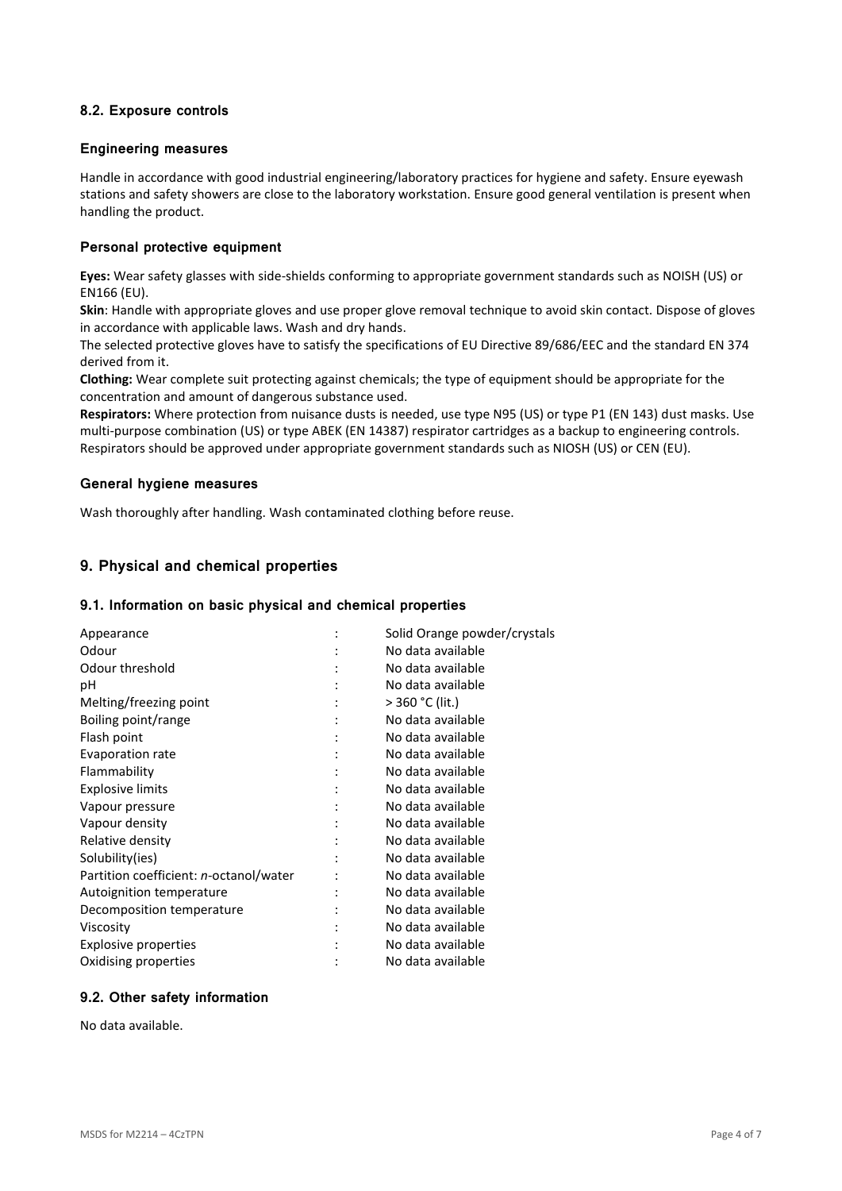### 8.2. Exposure controls

#### Engineering measures

Handle in accordance with good industrial engineering/laboratory practices for hygiene and safety. Ensure eyewash stations and safety showers are close to the laboratory workstation. Ensure good general ventilation is present when handling the product.

#### Personal protective equipment

**Eyes:** Wear safety glasses with side-shields conforming to appropriate government standards such as NOISH (US) or EN166 (EU).

**Skin**: Handle with appropriate gloves and use proper glove removal technique to avoid skin contact. Dispose of gloves in accordance with applicable laws. Wash and dry hands.

The selected protective gloves have to satisfy the specifications of EU Directive 89/686/EEC and the standard EN 374 derived from it.

**Clothing:** Wear complete suit protecting against chemicals; the type of equipment should be appropriate for the concentration and amount of dangerous substance used.

**Respirators:** Where protection from nuisance dusts is needed, use type N95 (US) or type P1 (EN 143) dust masks. Use multi-purpose combination (US) or type ABEK (EN 14387) respirator cartridges as a backup to engineering controls. Respirators should be approved under appropriate government standards such as NIOSH (US) or CEN (EU).

#### General hygiene measures

Wash thoroughly after handling. Wash contaminated clothing before reuse.

## 9. Physical and chemical properties

### 9.1. Information on basic physical and chemical properties

| Property | | Value |
|---|---|---|
| Appearance | : | Solid Orange powder/crystals |
| Odour | : | No data available |
| Odour threshold | : | No data available |
| pH | : | No data available |
| Melting/freezing point | : | > 360 °C (lit.) |
| Boiling point/range | : | No data available |
| Flash point | : | No data available |
| Evaporation rate | : | No data available |
| Flammability | : | No data available |
| Explosive limits | : | No data available |
| Vapour pressure | : | No data available |
| Vapour density | : | No data available |
| Relative density | : | No data available |
| Solubility(ies) | : | No data available |
| Partition coefficient: *n*-octanol/water | : | No data available |
| Autoignition temperature | : | No data available |
| Decomposition temperature | : | No data available |
| Viscosity | : | No data available |
| Explosive properties | : | No data available |
| Oxidising properties | : | No data available |

### 9.2. Other safety information

No data available.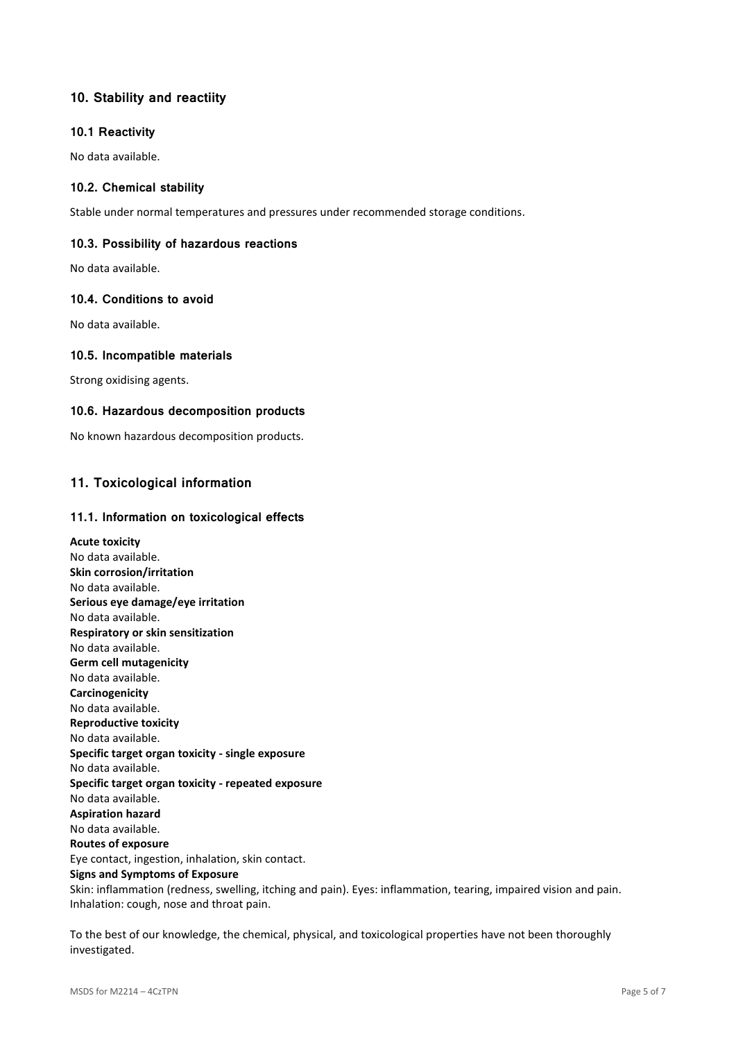## 10. Stability and reactiity

### 10.1 Reactivity

No data available.

### 10.2. Chemical stability

Stable under normal temperatures and pressures under recommended storage conditions.

### 10.3. Possibility of hazardous reactions

No data available.

### 10.4. Conditions to avoid

No data available.

### 10.5. Incompatible materials

Strong oxidising agents.

### 10.6. Hazardous decomposition products

No known hazardous decomposition products.

## 11. Toxicological information

### 11.1. Information on toxicological effects

**Acute toxicity**
No data available.
**Skin corrosion/irritation**
No data available.
**Serious eye damage/eye irritation**
No data available.
**Respiratory or skin sensitization**
No data available.
**Germ cell mutagenicity**
No data available.
**Carcinogenicity**
No data available.
**Reproductive toxicity**
No data available.
**Specific target organ toxicity - single exposure**
No data available.
**Specific target organ toxicity - repeated exposure**
No data available.
**Aspiration hazard**
No data available.
**Routes of exposure**
Eye contact, ingestion, inhalation, skin contact.
**Signs and Symptoms of Exposure**
Skin: inflammation (redness, swelling, itching and pain). Eyes: inflammation, tearing, impaired vision and pain. Inhalation: cough, nose and throat pain.

To the best of our knowledge, the chemical, physical, and toxicological properties have not been thoroughly investigated.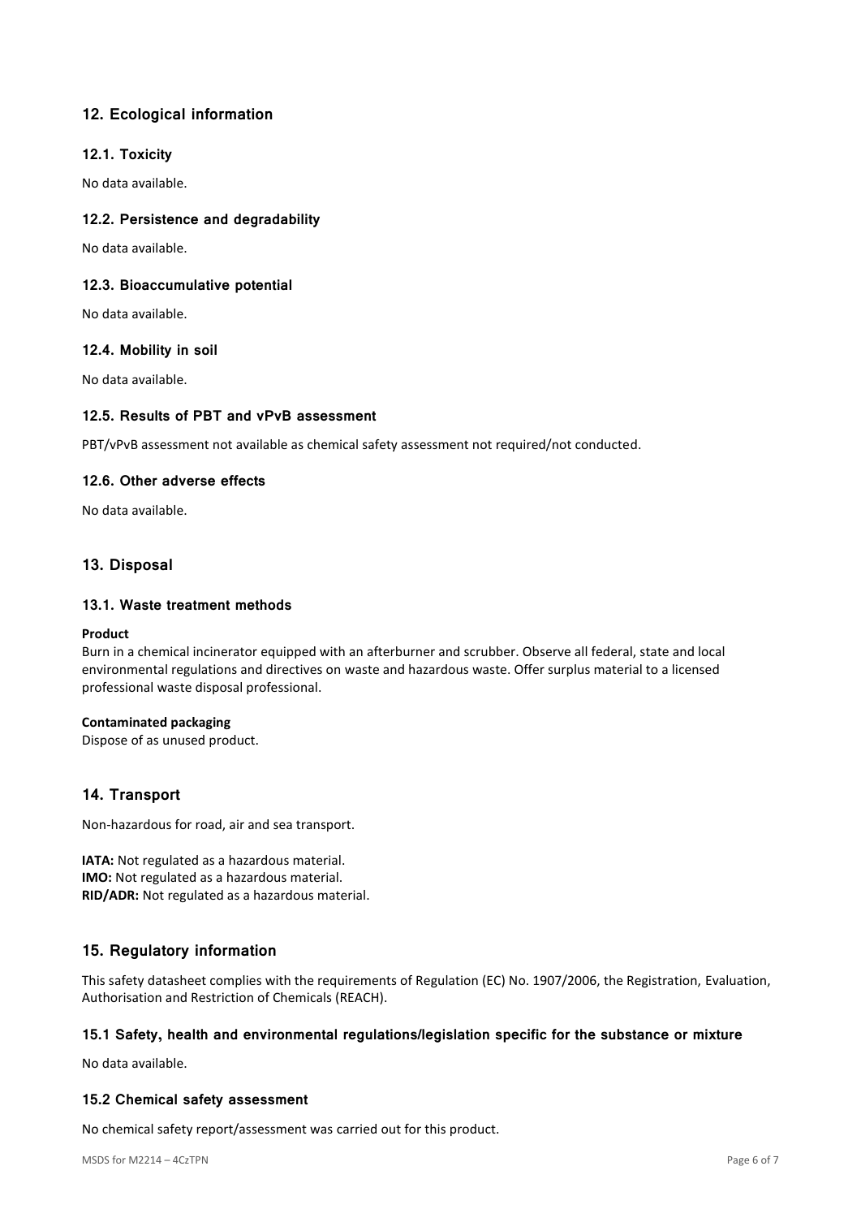## 12. Ecological information

### 12.1. Toxicity

No data available.

### 12.2. Persistence and degradability

No data available.

### 12.3. Bioaccumulative potential

No data available.

### 12.4. Mobility in soil

No data available.

### 12.5. Results of PBT and vPvB assessment

PBT/vPvB assessment not available as chemical safety assessment not required/not conducted.

### 12.6. Other adverse effects

No data available.

## 13. Disposal

### 13.1. Waste treatment methods

**Product**

Burn in a chemical incinerator equipped with an afterburner and scrubber. Observe all federal, state and local environmental regulations and directives on waste and hazardous waste. Offer surplus material to a licensed professional waste disposal professional.

**Contaminated packaging**

Dispose of as unused product.

## 14. Transport

Non-hazardous for road, air and sea transport.

**IATA:** Not regulated as a hazardous material.
**IMO:** Not regulated as a hazardous material.
**RID/ADR:** Not regulated as a hazardous material.

## 15. Regulatory information

This safety datasheet complies with the requirements of Regulation (EC) No. 1907/2006, the Registration, Evaluation, Authorisation and Restriction of Chemicals (REACH).

### 15.1 Safety, health and environmental regulations/legislation specific for the substance or mixture

No data available.

### 15.2 Chemical safety assessment

No chemical safety report/assessment was carried out for this product.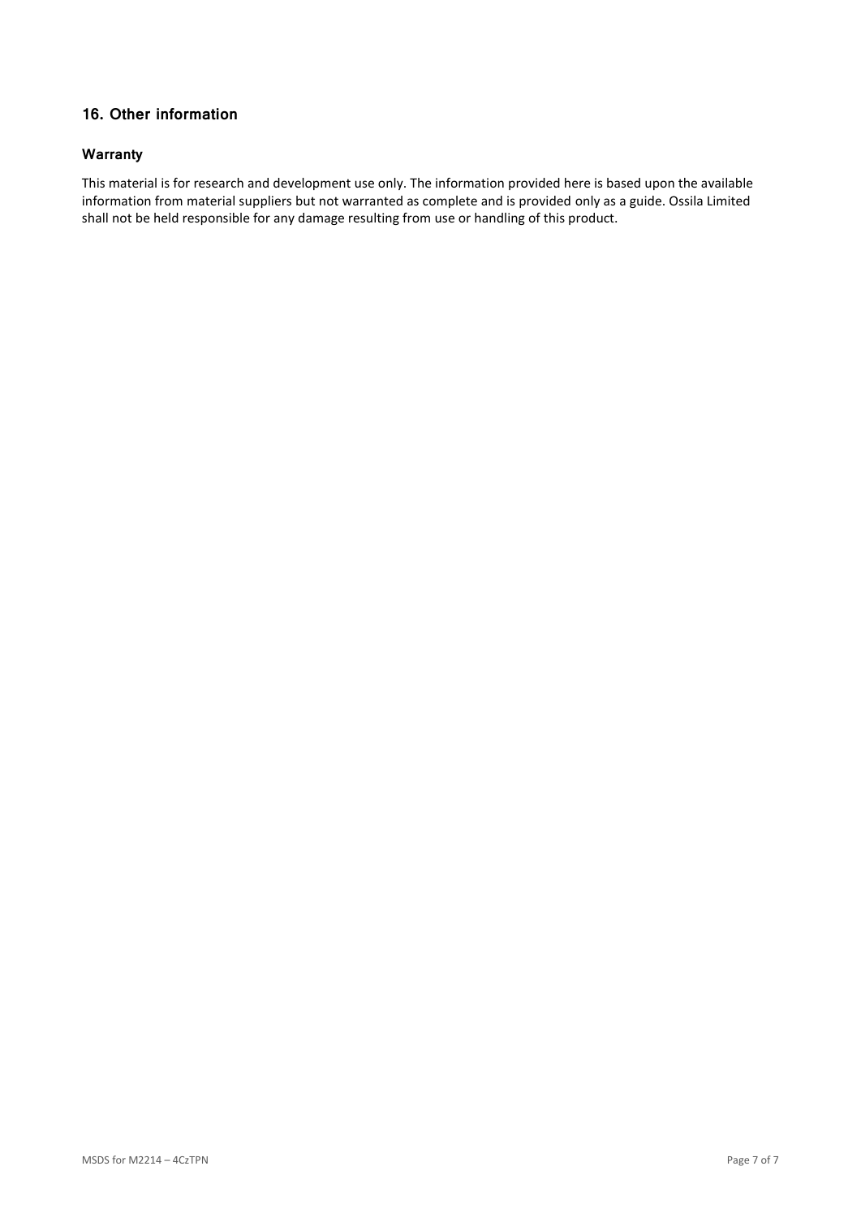## 16. Other information

### Warranty

This material is for research and development use only. The information provided here is based upon the available information from material suppliers but not warranted as complete and is provided only as a guide. Ossila Limited shall not be held responsible for any damage resulting from use or handling of this product.